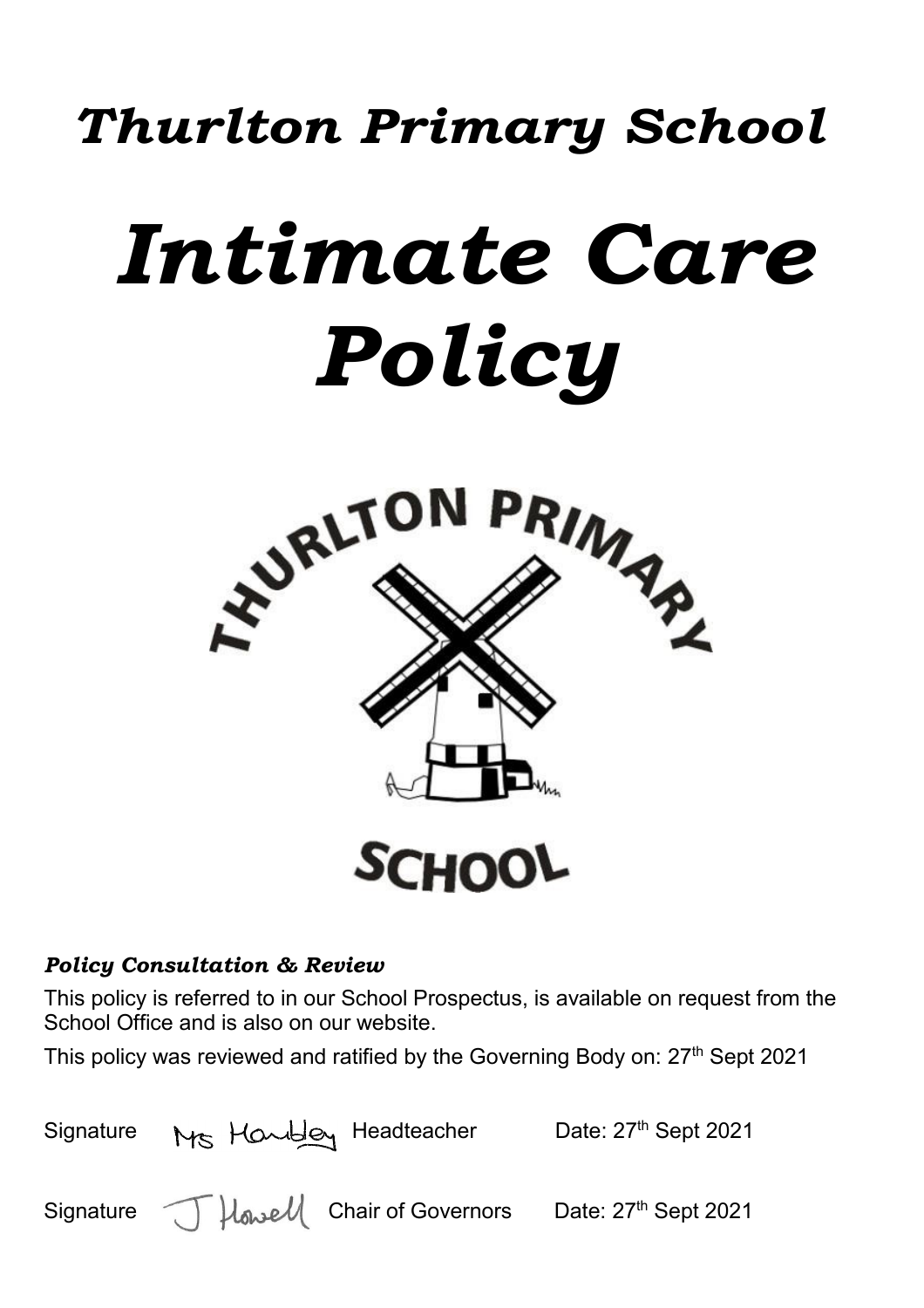# *Thurlton Primary School*

# *Intimate Care Policy*

***Policy Consultation & Review***

This policy is referred to in our School Prospectus, is available on request from the School Office and is also on our website.

This policy was reviewed and ratified by the Governing Body on: 27th Sept 2021

Signature Mrs Handley Headteacher Date: 27th Sept 2021

Signature J Howell Chair of Governors Date: 27th Sept 2021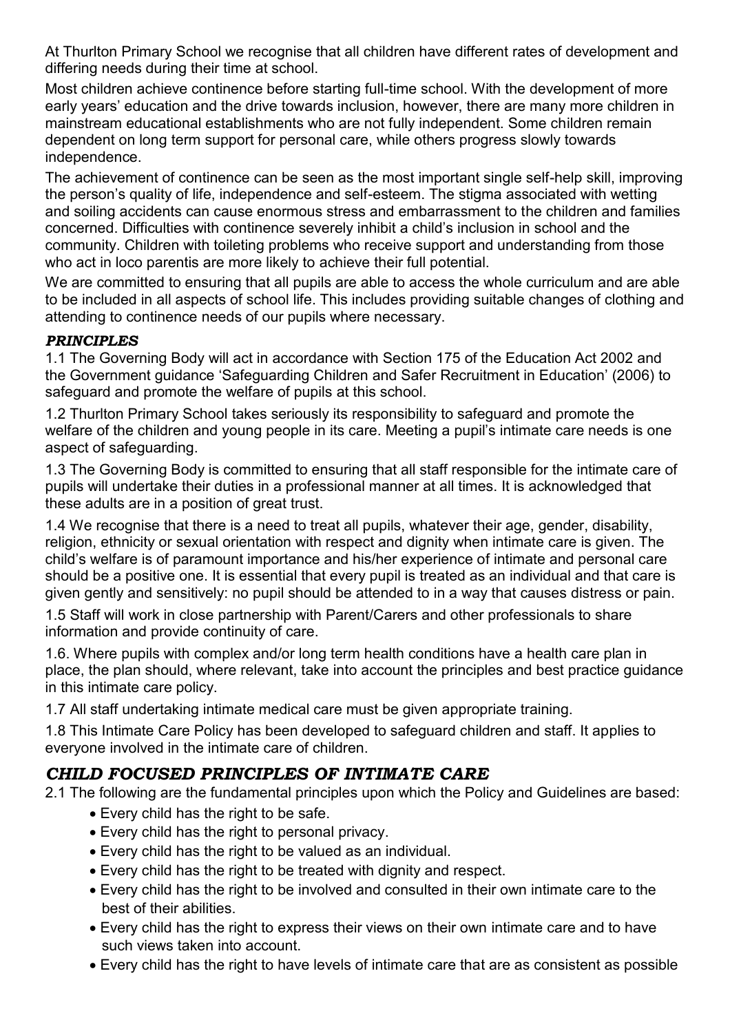At Thurlton Primary School we recognise that all children have different rates of development and differing needs during their time at school.

Most children achieve continence before starting full-time school. With the development of more early years' education and the drive towards inclusion, however, there are many more children in mainstream educational establishments who are not fully independent. Some children remain dependent on long term support for personal care, while others progress slowly towards independence.

The achievement of continence can be seen as the most important single self-help skill, improving the person's quality of life, independence and self-esteem. The stigma associated with wetting and soiling accidents can cause enormous stress and embarrassment to the children and families concerned. Difficulties with continence severely inhibit a child's inclusion in school and the community. Children with toileting problems who receive support and understanding from those who act in loco parentis are more likely to achieve their full potential.

We are committed to ensuring that all pupils are able to access the whole curriculum and are able to be included in all aspects of school life. This includes providing suitable changes of clothing and attending to continence needs of our pupils where necessary.

### *PRINCIPLES*

1.1 The Governing Body will act in accordance with Section 175 of the Education Act 2002 and the Government guidance 'Safeguarding Children and Safer Recruitment in Education' (2006) to safeguard and promote the welfare of pupils at this school.

1.2 Thurlton Primary School takes seriously its responsibility to safeguard and promote the welfare of the children and young people in its care. Meeting a pupil's intimate care needs is one aspect of safeguarding.

1.3 The Governing Body is committed to ensuring that all staff responsible for the intimate care of pupils will undertake their duties in a professional manner at all times. It is acknowledged that these adults are in a position of great trust.

1.4 We recognise that there is a need to treat all pupils, whatever their age, gender, disability, religion, ethnicity or sexual orientation with respect and dignity when intimate care is given. The child's welfare is of paramount importance and his/her experience of intimate and personal care should be a positive one. It is essential that every pupil is treated as an individual and that care is given gently and sensitively: no pupil should be attended to in a way that causes distress or pain.

1.5 Staff will work in close partnership with Parent/Carers and other professionals to share information and provide continuity of care.

1.6. Where pupils with complex and/or long term health conditions have a health care plan in place, the plan should, where relevant, take into account the principles and best practice guidance in this intimate care policy.

1.7 All staff undertaking intimate medical care must be given appropriate training.

1.8 This Intimate Care Policy has been developed to safeguard children and staff. It applies to everyone involved in the intimate care of children.

## *CHILD FOCUSED PRINCIPLES OF INTIMATE CARE*

2.1 The following are the fundamental principles upon which the Policy and Guidelines are based:

- Every child has the right to be safe.
- Every child has the right to personal privacy.
- Every child has the right to be valued as an individual.
- Every child has the right to be treated with dignity and respect.
- Every child has the right to be involved and consulted in their own intimate care to the best of their abilities.
- Every child has the right to express their views on their own intimate care and to have such views taken into account.
- Every child has the right to have levels of intimate care that are as consistent as possible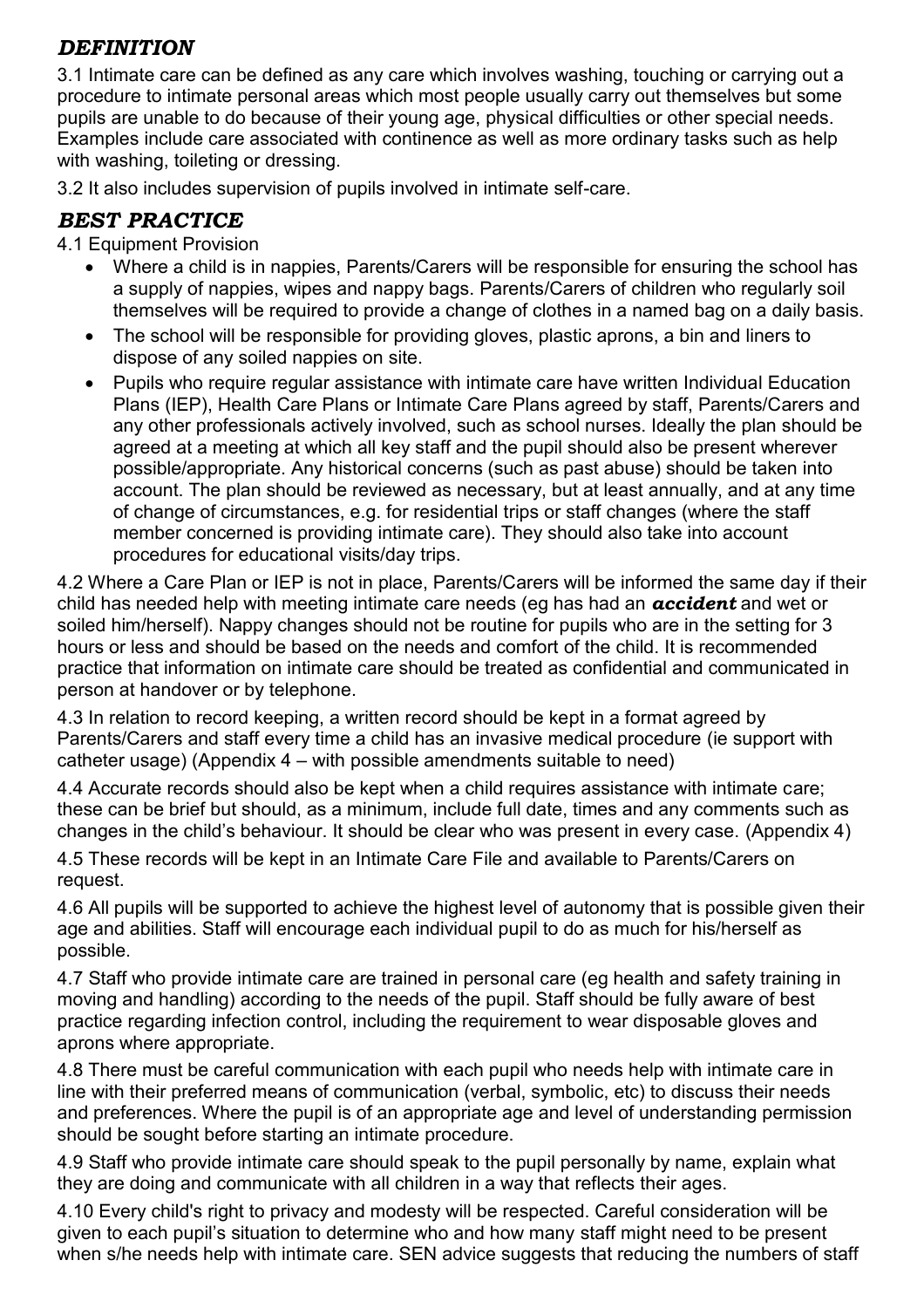## *DEFINITION*

3.1 Intimate care can be defined as any care which involves washing, touching or carrying out a procedure to intimate personal areas which most people usually carry out themselves but some pupils are unable to do because of their young age, physical difficulties or other special needs. Examples include care associated with continence as well as more ordinary tasks such as help with washing, toileting or dressing.

3.2 It also includes supervision of pupils involved in intimate self-care.

## *BEST PRACTICE*

4.1 Equipment Provision

- Where a child is in nappies, Parents/Carers will be responsible for ensuring the school has a supply of nappies, wipes and nappy bags. Parents/Carers of children who regularly soil themselves will be required to provide a change of clothes in a named bag on a daily basis.
- The school will be responsible for providing gloves, plastic aprons, a bin and liners to dispose of any soiled nappies on site.
- Pupils who require regular assistance with intimate care have written Individual Education Plans (IEP), Health Care Plans or Intimate Care Plans agreed by staff, Parents/Carers and any other professionals actively involved, such as school nurses. Ideally the plan should be agreed at a meeting at which all key staff and the pupil should also be present wherever possible/appropriate. Any historical concerns (such as past abuse) should be taken into account. The plan should be reviewed as necessary, but at least annually, and at any time of change of circumstances, e.g. for residential trips or staff changes (where the staff member concerned is providing intimate care). They should also take into account procedures for educational visits/day trips.

4.2 Where a Care Plan or IEP is not in place, Parents/Carers will be informed the same day if their child has needed help with meeting intimate care needs (eg has had an ***accident*** and wet or soiled him/herself). Nappy changes should not be routine for pupils who are in the setting for 3 hours or less and should be based on the needs and comfort of the child. It is recommended practice that information on intimate care should be treated as confidential and communicated in person at handover or by telephone.

4.3 In relation to record keeping, a written record should be kept in a format agreed by Parents/Carers and staff every time a child has an invasive medical procedure (ie support with catheter usage) (Appendix 4 – with possible amendments suitable to need)

4.4 Accurate records should also be kept when a child requires assistance with intimate care; these can be brief but should, as a minimum, include full date, times and any comments such as changes in the child's behaviour. It should be clear who was present in every case. (Appendix 4)

4.5 These records will be kept in an Intimate Care File and available to Parents/Carers on request.

4.6 All pupils will be supported to achieve the highest level of autonomy that is possible given their age and abilities. Staff will encourage each individual pupil to do as much for his/herself as possible.

4.7 Staff who provide intimate care are trained in personal care (eg health and safety training in moving and handling) according to the needs of the pupil. Staff should be fully aware of best practice regarding infection control, including the requirement to wear disposable gloves and aprons where appropriate.

4.8 There must be careful communication with each pupil who needs help with intimate care in line with their preferred means of communication (verbal, symbolic, etc) to discuss their needs and preferences. Where the pupil is of an appropriate age and level of understanding permission should be sought before starting an intimate procedure.

4.9 Staff who provide intimate care should speak to the pupil personally by name, explain what they are doing and communicate with all children in a way that reflects their ages.

4.10 Every child's right to privacy and modesty will be respected. Careful consideration will be given to each pupil's situation to determine who and how many staff might need to be present when s/he needs help with intimate care. SEN advice suggests that reducing the numbers of staff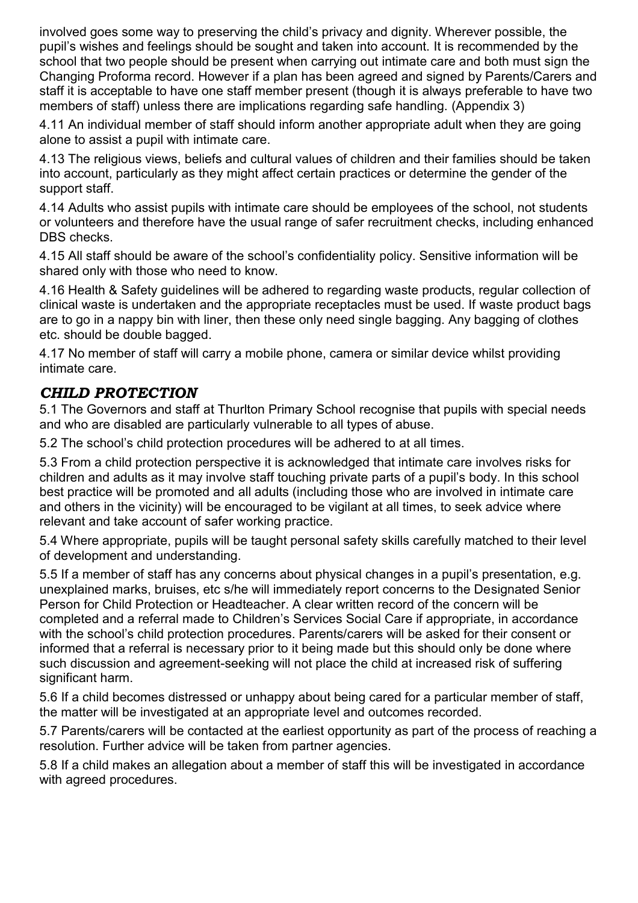involved goes some way to preserving the child's privacy and dignity. Wherever possible, the pupil's wishes and feelings should be sought and taken into account. It is recommended by the school that two people should be present when carrying out intimate care and both must sign the Changing Proforma record. However if a plan has been agreed and signed by Parents/Carers and staff it is acceptable to have one staff member present (though it is always preferable to have two members of staff) unless there are implications regarding safe handling. (Appendix 3)

4.11 An individual member of staff should inform another appropriate adult when they are going alone to assist a pupil with intimate care.

4.13 The religious views, beliefs and cultural values of children and their families should be taken into account, particularly as they might affect certain practices or determine the gender of the support staff.

4.14 Adults who assist pupils with intimate care should be employees of the school, not students or volunteers and therefore have the usual range of safer recruitment checks, including enhanced DBS checks.

4.15 All staff should be aware of the school's confidentiality policy. Sensitive information will be shared only with those who need to know.

4.16 Health & Safety guidelines will be adhered to regarding waste products, regular collection of clinical waste is undertaken and the appropriate receptacles must be used. If waste product bags are to go in a nappy bin with liner, then these only need single bagging. Any bagging of clothes etc. should be double bagged.

4.17 No member of staff will carry a mobile phone, camera or similar device whilst providing intimate care.

## *CHILD PROTECTION*

5.1 The Governors and staff at Thurlton Primary School recognise that pupils with special needs and who are disabled are particularly vulnerable to all types of abuse.

5.2 The school's child protection procedures will be adhered to at all times.

5.3 From a child protection perspective it is acknowledged that intimate care involves risks for children and adults as it may involve staff touching private parts of a pupil's body. In this school best practice will be promoted and all adults (including those who are involved in intimate care and others in the vicinity) will be encouraged to be vigilant at all times, to seek advice where relevant and take account of safer working practice.

5.4 Where appropriate, pupils will be taught personal safety skills carefully matched to their level of development and understanding.

5.5 If a member of staff has any concerns about physical changes in a pupil's presentation, e.g. unexplained marks, bruises, etc s/he will immediately report concerns to the Designated Senior Person for Child Protection or Headteacher. A clear written record of the concern will be completed and a referral made to Children's Services Social Care if appropriate, in accordance with the school's child protection procedures. Parents/carers will be asked for their consent or informed that a referral is necessary prior to it being made but this should only be done where such discussion and agreement-seeking will not place the child at increased risk of suffering significant harm.

5.6 If a child becomes distressed or unhappy about being cared for a particular member of staff, the matter will be investigated at an appropriate level and outcomes recorded.

5.7 Parents/carers will be contacted at the earliest opportunity as part of the process of reaching a resolution. Further advice will be taken from partner agencies.

5.8 If a child makes an allegation about a member of staff this will be investigated in accordance with agreed procedures.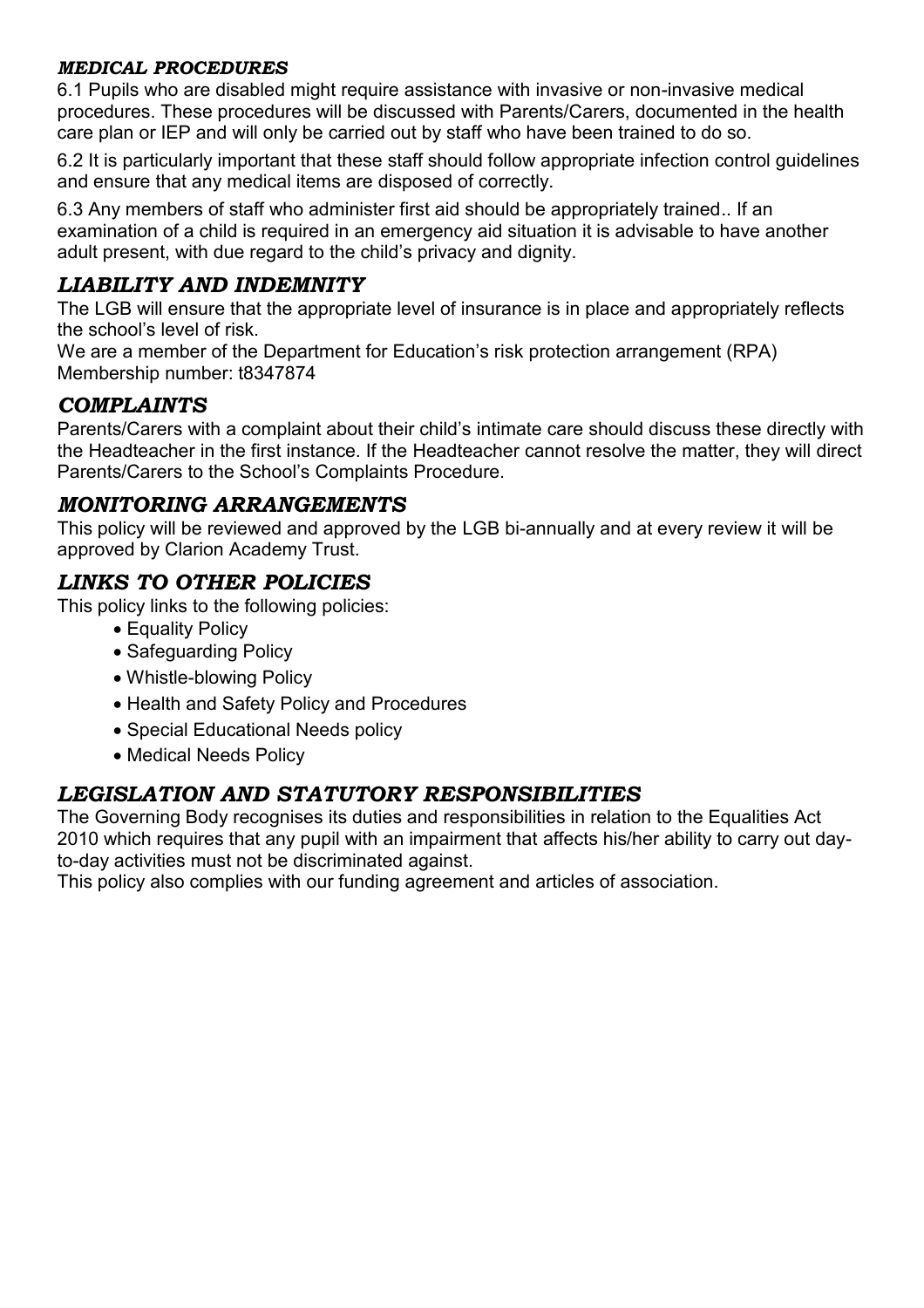### *MEDICAL PROCEDURES*

6.1 Pupils who are disabled might require assistance with invasive or non-invasive medical procedures. These procedures will be discussed with Parents/Carers, documented in the health care plan or IEP and will only be carried out by staff who have been trained to do so.

6.2 It is particularly important that these staff should follow appropriate infection control guidelines and ensure that any medical items are disposed of correctly.

6.3 Any members of staff who administer first aid should be appropriately trained.. If an examination of a child is required in an emergency aid situation it is advisable to have another adult present, with due regard to the child's privacy and dignity.

## *LIABILITY AND INDEMNITY*

The LGB will ensure that the appropriate level of insurance is in place and appropriately reflects the school's level of risk.
We are a member of the Department for Education's risk protection arrangement (RPA) Membership number: t8347874

## *COMPLAINTS*

Parents/Carers with a complaint about their child's intimate care should discuss these directly with the Headteacher in the first instance. If the Headteacher cannot resolve the matter, they will direct Parents/Carers to the School's Complaints Procedure.

## *MONITORING ARRANGEMENTS*

This policy will be reviewed and approved by the LGB bi-annually and at every review it will be approved by Clarion Academy Trust.

## *LINKS TO OTHER POLICIES*

This policy links to the following policies:

- Equality Policy
- Safeguarding Policy
- Whistle-blowing Policy
- Health and Safety Policy and Procedures
- Special Educational Needs policy
- Medical Needs Policy

## *LEGISLATION AND STATUTORY RESPONSIBILITIES*

The Governing Body recognises its duties and responsibilities in relation to the Equalities Act 2010 which requires that any pupil with an impairment that affects his/her ability to carry out day-to-day activities must not be discriminated against.
This policy also complies with our funding agreement and articles of association.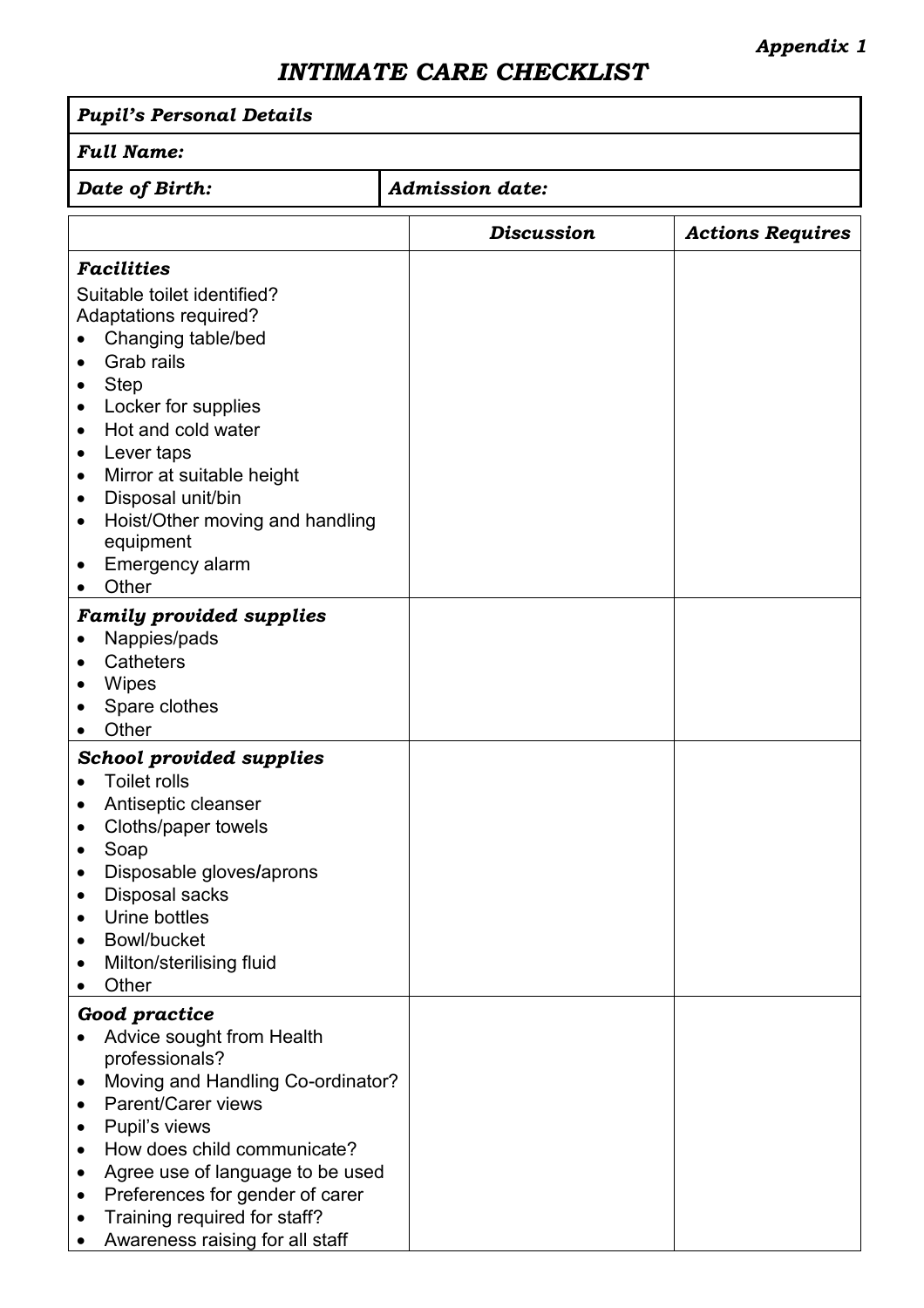*Appendix 1*

# *INTIMATE CARE CHECKLIST*

| ***Pupil's Personal Details*** | |
|---|---|
| ***Full Name:*** | |
| ***Date of Birth:*** | ***Admission date:*** |

| | *Discussion* | *Actions Requires* |
|---|---|---|
| ***Facilities***<br>Suitable toilet identified?<br>Adaptations required?<br>• Changing table/bed<br>• Grab rails<br>• Step<br>• Locker for supplies<br>• Hot and cold water<br>• Lever taps<br>• Mirror at suitable height<br>• Disposal unit/bin<br>• Hoist/Other moving and handling equipment<br>• Emergency alarm<br>• Other | | |
| ***Family provided supplies***<br>• Nappies/pads<br>• Catheters<br>• Wipes<br>• Spare clothes<br>• Other | | |
| ***School provided supplies***<br>• Toilet rolls<br>• Antiseptic cleanser<br>• Cloths/paper towels<br>• Soap<br>• Disposable gloves/aprons<br>• Disposal sacks<br>• Urine bottles<br>• Bowl/bucket<br>• Milton/sterilising fluid<br>• Other | | |
| ***Good practice***<br>• Advice sought from Health professionals?<br>• Moving and Handling Co-ordinator?<br>• Parent/Carer views<br>• Pupil's views<br>• How does child communicate?<br>• Agree use of language to be used<br>• Preferences for gender of carer<br>• Training required for staff?<br>• Awareness raising for all staff | | |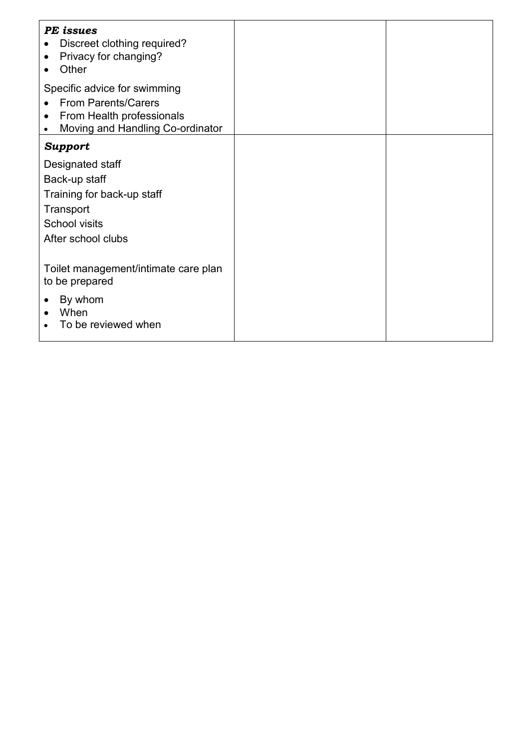| | | |
|---|---|---|
| ***PE issues*** <br>• Discreet clothing required? <br>• Privacy for changing? <br>• Other <br><br>Specific advice for swimming <br>• From Parents/Carers <br>• From Health professionals <br>• Moving and Handling Co-ordinator | | |
| ***Support*** <br><br>Designated staff <br>Back-up staff <br>Training for back-up staff <br>Transport <br>School visits <br>After school clubs <br><br>Toilet management/intimate care plan to be prepared <br>• By whom <br>• When <br>• To be reviewed when | | |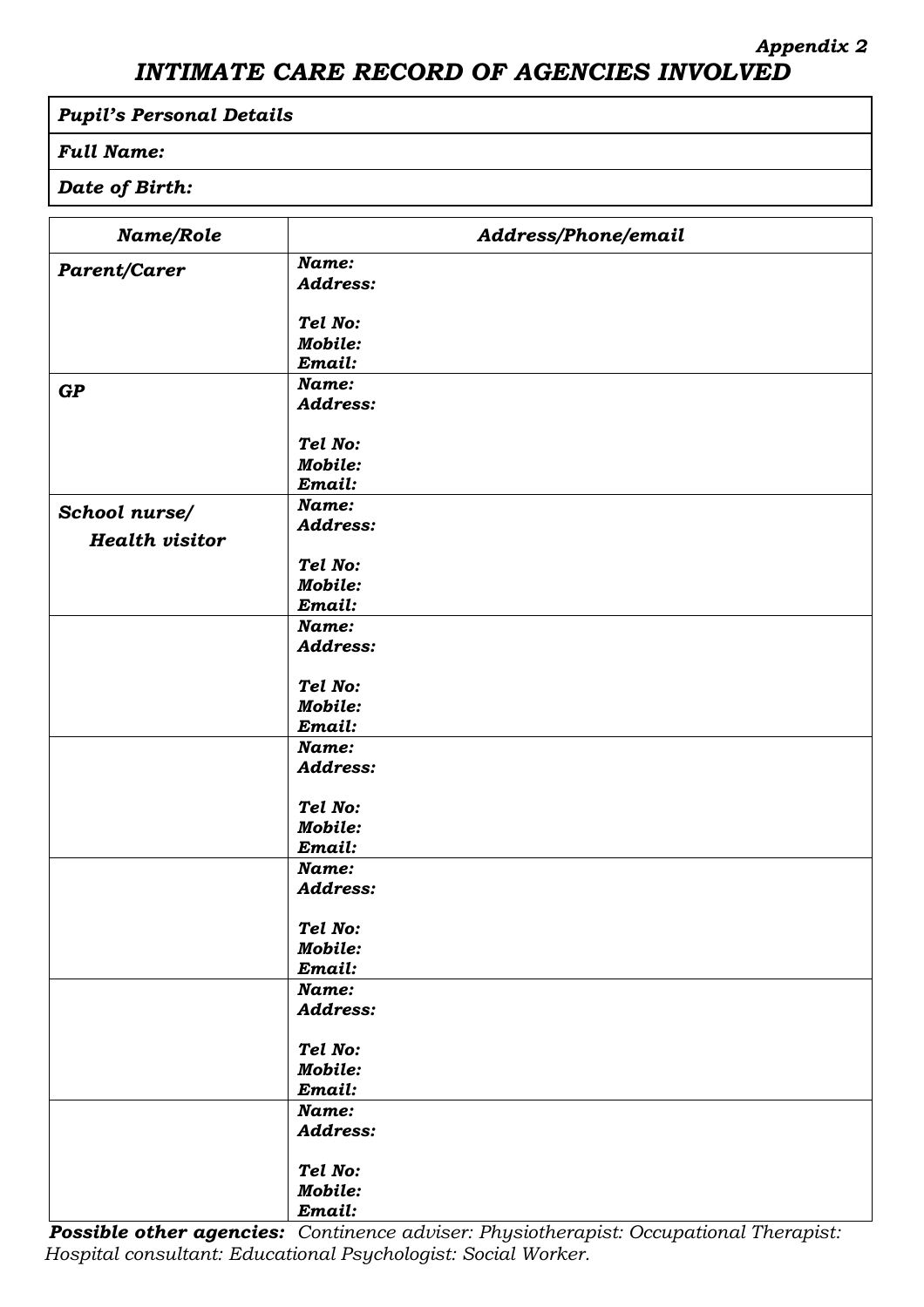*Appendix 2*

# *INTIMATE CARE RECORD OF AGENCIES INVOLVED*

| ***Pupil's Personal Details*** |
|---|
| ***Full Name:*** |
| ***Date of Birth:*** |

| ***Name/Role*** | ***Address/Phone/email*** |
|---|---|
| ***Parent/Carer*** | ***Name:***<br>***Address:***<br><br>***Tel No:***<br>***Mobile:***<br>***Email:*** |
| ***GP*** | ***Name:***<br>***Address:***<br><br>***Tel No:***<br>***Mobile:***<br>***Email:*** |
| ***School nurse/ Health visitor*** | ***Name:***<br>***Address:***<br><br>***Tel No:***<br>***Mobile:***<br>***Email:*** |
| | ***Name:***<br>***Address:***<br><br>***Tel No:***<br>***Mobile:***<br>***Email:*** |
| | ***Name:***<br>***Address:***<br><br>***Tel No:***<br>***Mobile:***<br>***Email:*** |
| | ***Name:***<br>***Address:***<br><br>***Tel No:***<br>***Mobile:***<br>***Email:*** |
| | ***Name:***<br>***Address:***<br><br>***Tel No:***<br>***Mobile:***<br>***Email:*** |
| | ***Name:***<br>***Address:***<br><br>***Tel No:***<br>***Mobile:***<br>***Email:*** |

***Possible other agencies:*** *Continence adviser: Physiotherapist: Occupational Therapist: Hospital consultant: Educational Psychologist: Social Worker.*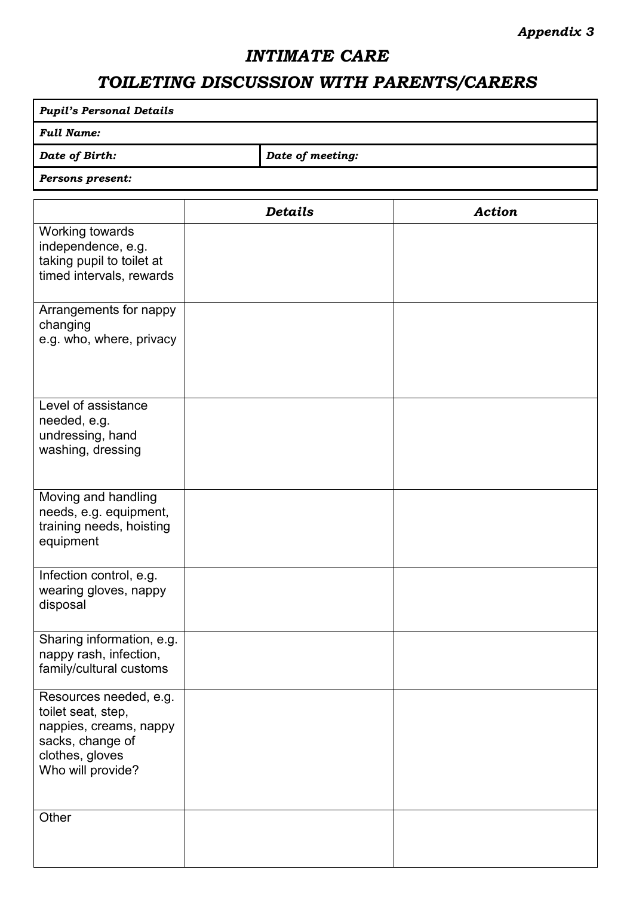*Appendix 3*

# *INTIMATE CARE*

## *TOILETING DISCUSSION WITH PARENTS/CARERS*

| ***Pupil's Personal Details*** | |
|---|---|
| ***Full Name:*** | |
| ***Date of Birth:*** | ***Date of meeting:*** |
| ***Persons present:*** | |

| | ***Details*** | ***Action*** |
|---|---|---|
| Working towards independence, e.g. taking pupil to toilet at timed intervals, rewards | | |
| Arrangements for nappy changing e.g. who, where, privacy | | |
| Level of assistance needed, e.g. undressing, hand washing, dressing | | |
| Moving and handling needs, e.g. equipment, training needs, hoisting equipment | | |
| Infection control, e.g. wearing gloves, nappy disposal | | |
| Sharing information, e.g. nappy rash, infection, family/cultural customs | | |
| Resources needed, e.g. toilet seat, step, nappies, creams, nappy sacks, change of clothes, gloves Who will provide? | | |
| Other | | |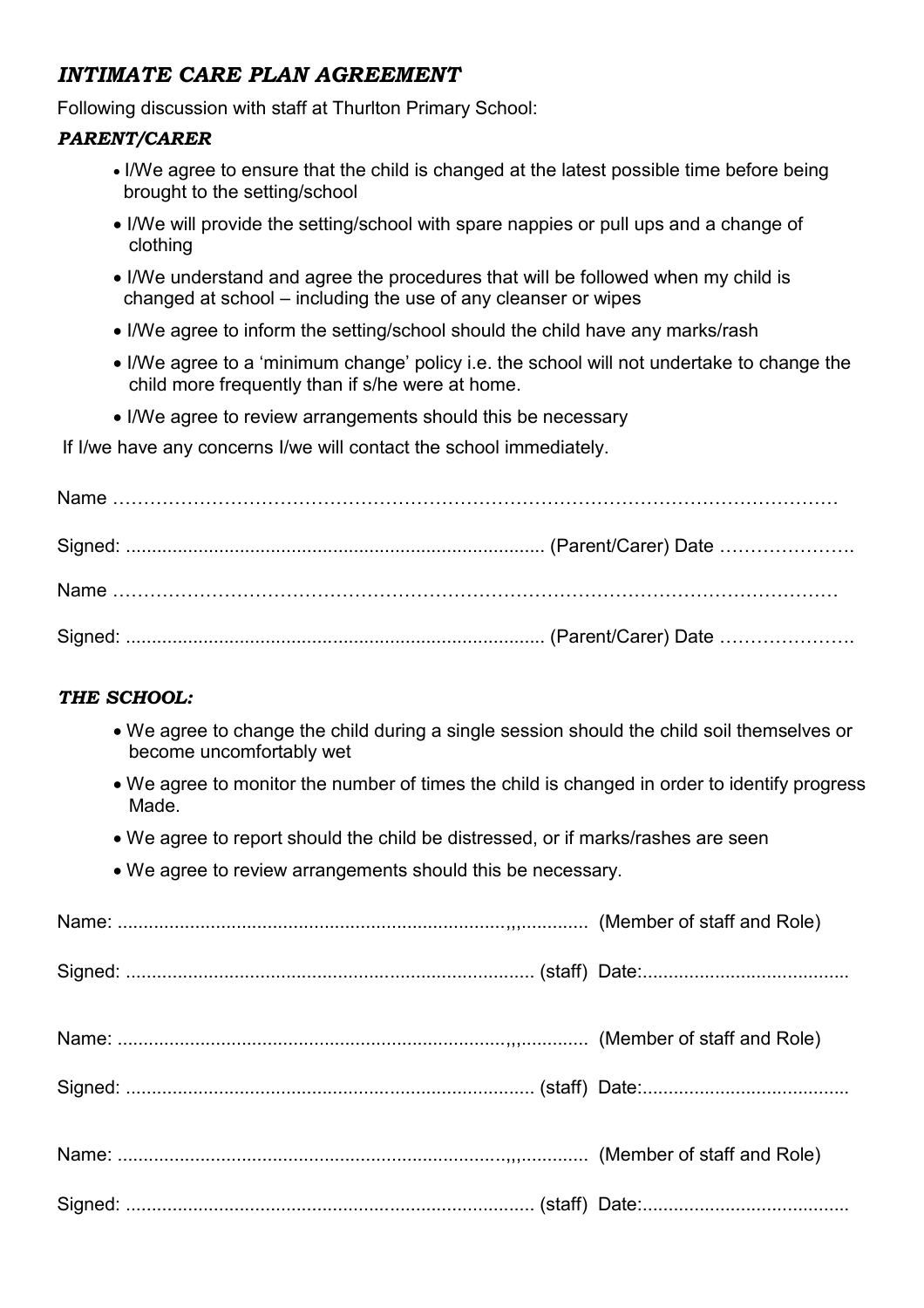## *INTIMATE CARE PLAN AGREEMENT*

Following discussion with staff at Thurlton Primary School:

### *PARENT/CARER*

- I/We agree to ensure that the child is changed at the latest possible time before being brought to the setting/school
- I/We will provide the setting/school with spare nappies or pull ups and a change of clothing
- I/We understand and agree the procedures that will be followed when my child is changed at school – including the use of any cleanser or wipes
- I/We agree to inform the setting/school should the child have any marks/rash
- I/We agree to a 'minimum change' policy i.e. the school will not undertake to change the child more frequently than if s/he were at home.
- I/We agree to review arrangements should this be necessary

If I/we have any concerns I/we will contact the school immediately.

Name ……………………………………………………………………………………………………

Signed: ................................................................................ (Parent/Carer) Date ………………….

Name ……………………………………………………………………………………………………

Signed: ................................................................................ (Parent/Carer) Date ………………….

### *THE SCHOOL:*

- We agree to change the child during a single session should the child soil themselves or become uncomfortably wet
- We agree to monitor the number of times the child is changed in order to identify progress Made.
- We agree to report should the child be distressed, or if marks/rashes are seen
- We agree to review arrangements should this be necessary.

Name: ..........................................................................,,,............. (Member of staff and Role)

Signed: .............................................................................. (staff) Date:.......................................

Name: ..........................................................................,,,............. (Member of staff and Role)

Signed: .............................................................................. (staff) Date:.......................................

Name: ..........................................................................,,,............. (Member of staff and Role)

Signed: .............................................................................. (staff) Date:.......................................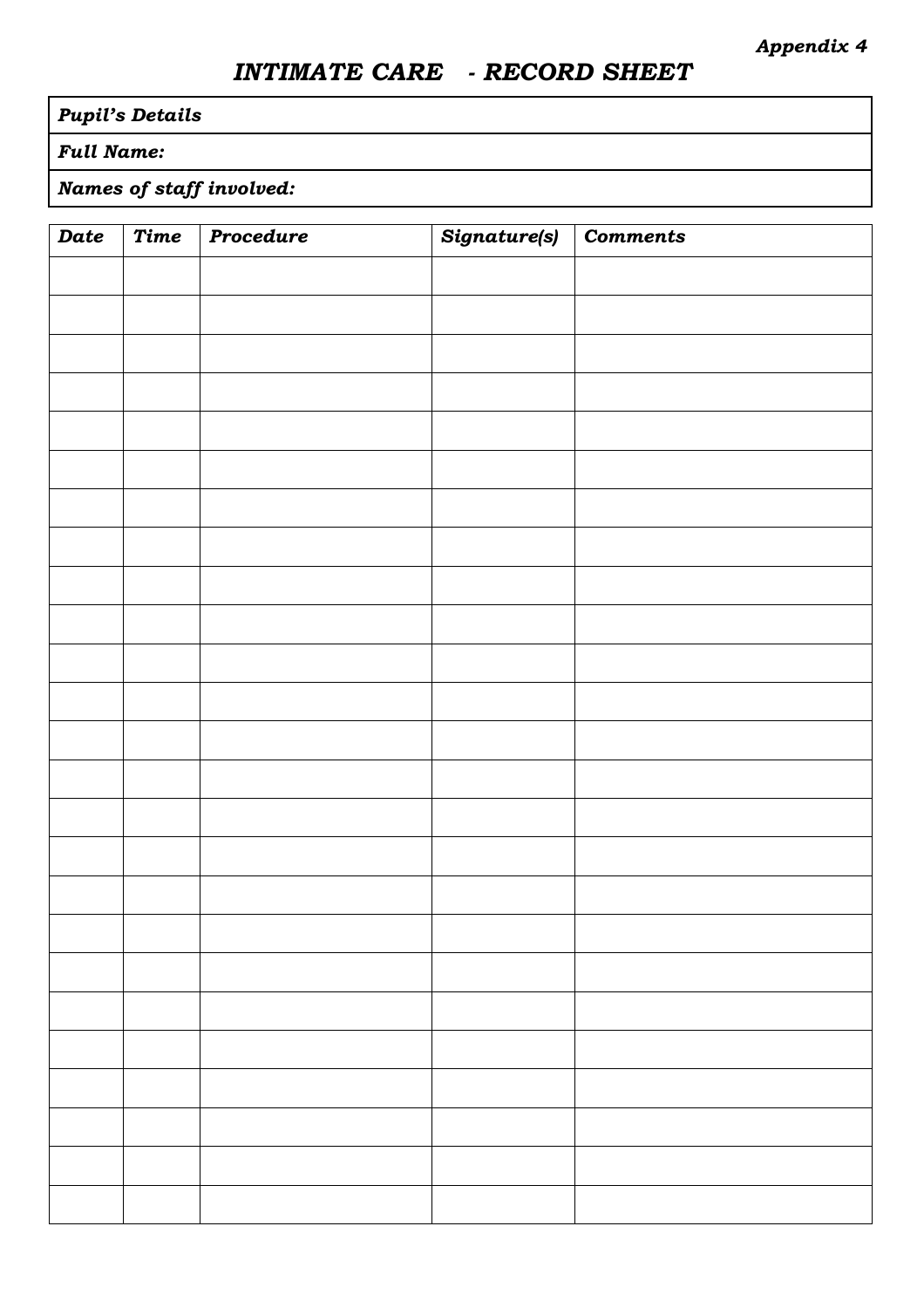*Appendix 4*

# *INTIMATE CARE - RECORD SHEET*

| ***Pupil's Details*** |
|---|
| ***Full Name:*** |
| ***Names of staff involved:*** |

| *Date* | *Time* | *Procedure* | *Signature(s)* | *Comments* |
|---|---|---|---|---|
| | | | | |
| | | | | |
| | | | | |
| | | | | |
| | | | | |
| | | | | |
| | | | | |
| | | | | |
| | | | | |
| | | | | |
| | | | | |
| | | | | |
| | | | | |
| | | | | |
| | | | | |
| | | | | |
| | | | | |
| | | | | |
| | | | | |
| | | | | |
| | | | | |
| | | | | |
| | | | | |
| | | | | |
| | | | | |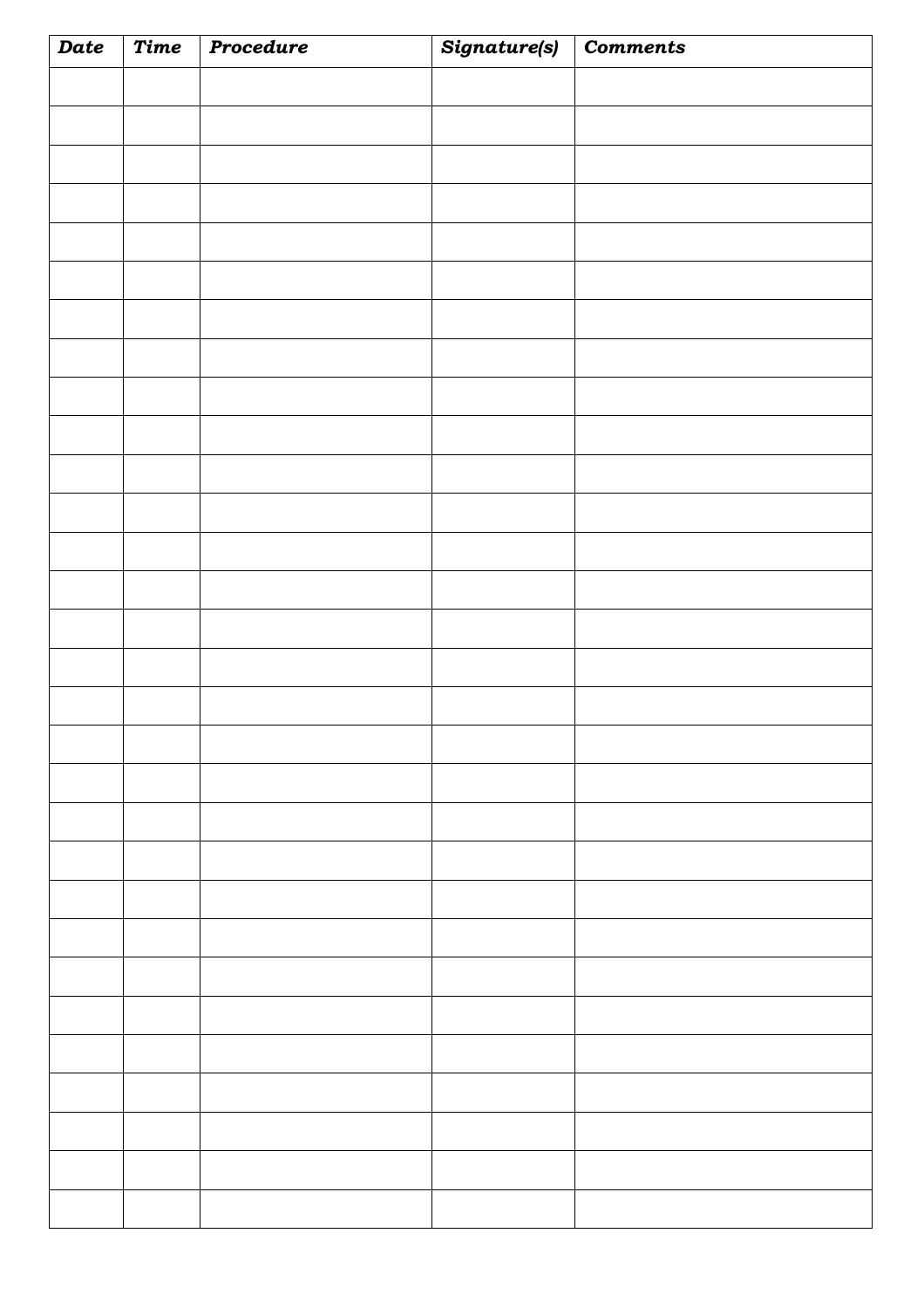| ***Date*** | ***Time*** | ***Procedure*** | ***Signature(s)*** | ***Comments*** |
|---|---|---|---|---|
| | | | | |
| | | | | |
| | | | | |
| | | | | |
| | | | | |
| | | | | |
| | | | | |
| | | | | |
| | | | | |
| | | | | |
| | | | | |
| | | | | |
| | | | | |
| | | | | |
| | | | | |
| | | | | |
| | | | | |
| | | | | |
| | | | | |
| | | | | |
| | | | | |
| | | | | |
| | | | | |
| | | | | |
| | | | | |
| | | | | |
| | | | | |
| | | | | |
| | | | | |
| | | | | |